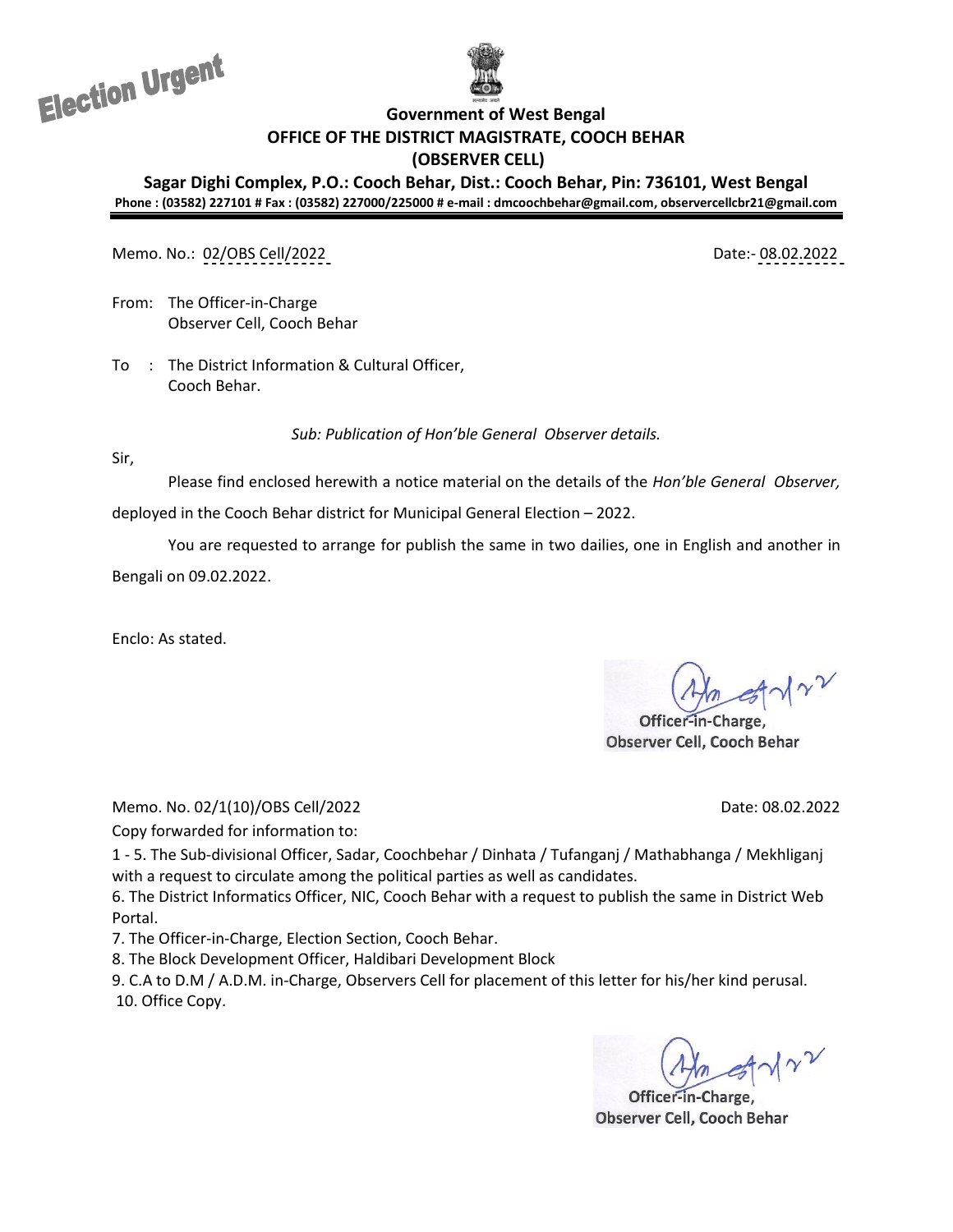Election Urgent

**Government of West Bengal**
**OFFICE OF THE DISTRICT MAGISTRATE, COOCH BEHAR**
**(OBSERVER CELL)**
**Sagar Dighi Complex, P.O.: Cooch Behar, Dist.: Cooch Behar, Pin: 736101, West Bengal**
**Phone : (03582) 227101 # Fax : (03582) 227000/225000 # e-mail : dmcoochbehar@gmail.com, observercellcbr21@gmail.com**

Memo. No.: 02/OBS Cell/2022 Date:- 08.02.2022

From: The Officer-in-Charge
Observer Cell, Cooch Behar

To : The District Information & Cultural Officer,
Cooch Behar.

*Sub: Publication of Hon'ble General Observer details.*

Sir,

Please find enclosed herewith a notice material on the details of the *Hon'ble General Observer,* deployed in the Cooch Behar district for Municipal General Election – 2022.

You are requested to arrange for publish the same in two dailies, one in English and another in Bengali on 09.02.2022.

Enclo: As stated.

Officer-in-Charge,
Observer Cell, Cooch Behar

Memo. No. 02/1(10)/OBS Cell/2022 Date: 08.02.2022

Copy forwarded for information to:

1 - 5. The Sub-divisional Officer, Sadar, Coochbehar / Dinhata / Tufanganj / Mathabhanga / Mekhliganj with a request to circulate among the political parties as well as candidates.
6. The District Informatics Officer, NIC, Cooch Behar with a request to publish the same in District Web Portal.
7. The Officer-in-Charge, Election Section, Cooch Behar.
8. The Block Development Officer, Haldibari Development Block
9. C.A to D.M / A.D.M. in-Charge, Observers Cell for placement of this letter for his/her kind perusal.
10. Office Copy.

Officer-in-Charge,
Observer Cell, Cooch Behar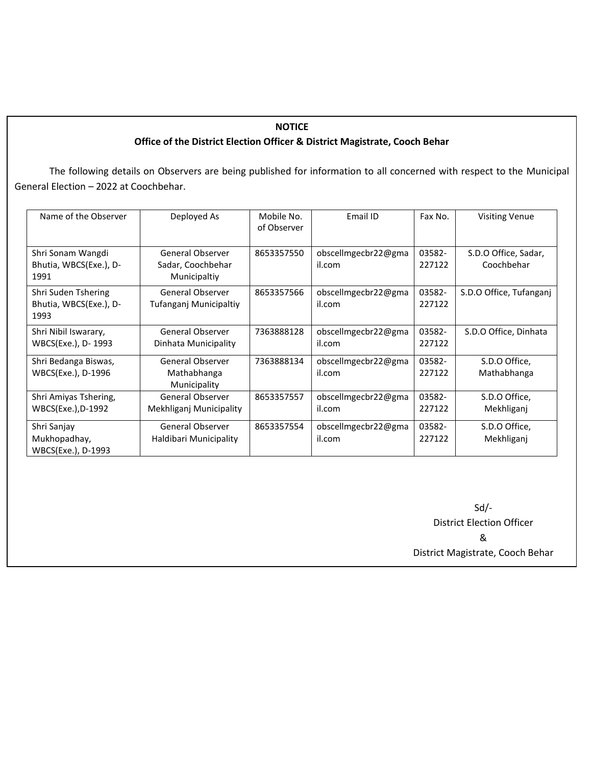**NOTICE**

**Office of the District Election Officer & District Magistrate, Cooch Behar**

The following details on Observers are being published for information to all concerned with respect to the Municipal General Election – 2022 at Coochbehar.

| Name of the Observer | Deployed As | Mobile No. of Observer | Email ID | Fax No. | Visiting Venue |
|---|---|---|---|---|---|
| Shri Sonam Wangdi Bhutia, WBCS(Exe.), D-1991 | General Observer Sadar, Coochbehar Municipaltiy | 8653357550 | obscellmgecbr22@gmail.com | 03582-227122 | S.D.O Office, Sadar, Coochbehar |
| Shri Suden Tshering Bhutia, WBCS(Exe.), D-1993 | General Observer Tufanganj Municipaltiy | 8653357566 | obscellmgecbr22@gmail.com | 03582-227122 | S.D.O Office, Tufanganj |
| Shri Nibil Iswarary, WBCS(Exe.), D- 1993 | General Observer Dinhata Municipality | 7363888128 | obscellmgecbr22@gmail.com | 03582-227122 | S.D.O Office, Dinhata |
| Shri Bedanga Biswas, WBCS(Exe.), D-1996 | General Observer Mathabhanga Municipality | 7363888134 | obscellmgecbr22@gmail.com | 03582-227122 | S.D.O Office, Mathabhanga |
| Shri Amiyas Tshering, WBCS(Exe.),D-1992 | General Observer Mekhliganj Municipality | 8653357557 | obscellmgecbr22@gmail.com | 03582-227122 | S.D.O Office, Mekhliganj |
| Shri Sanjay Mukhopadhay, WBCS(Exe.), D-1993 | General Observer Haldibari Municipality | 8653357554 | obscellmgecbr22@gmail.com | 03582-227122 | S.D.O Office, Mekhliganj |

Sd/-
District Election Officer
&
District Magistrate, Cooch Behar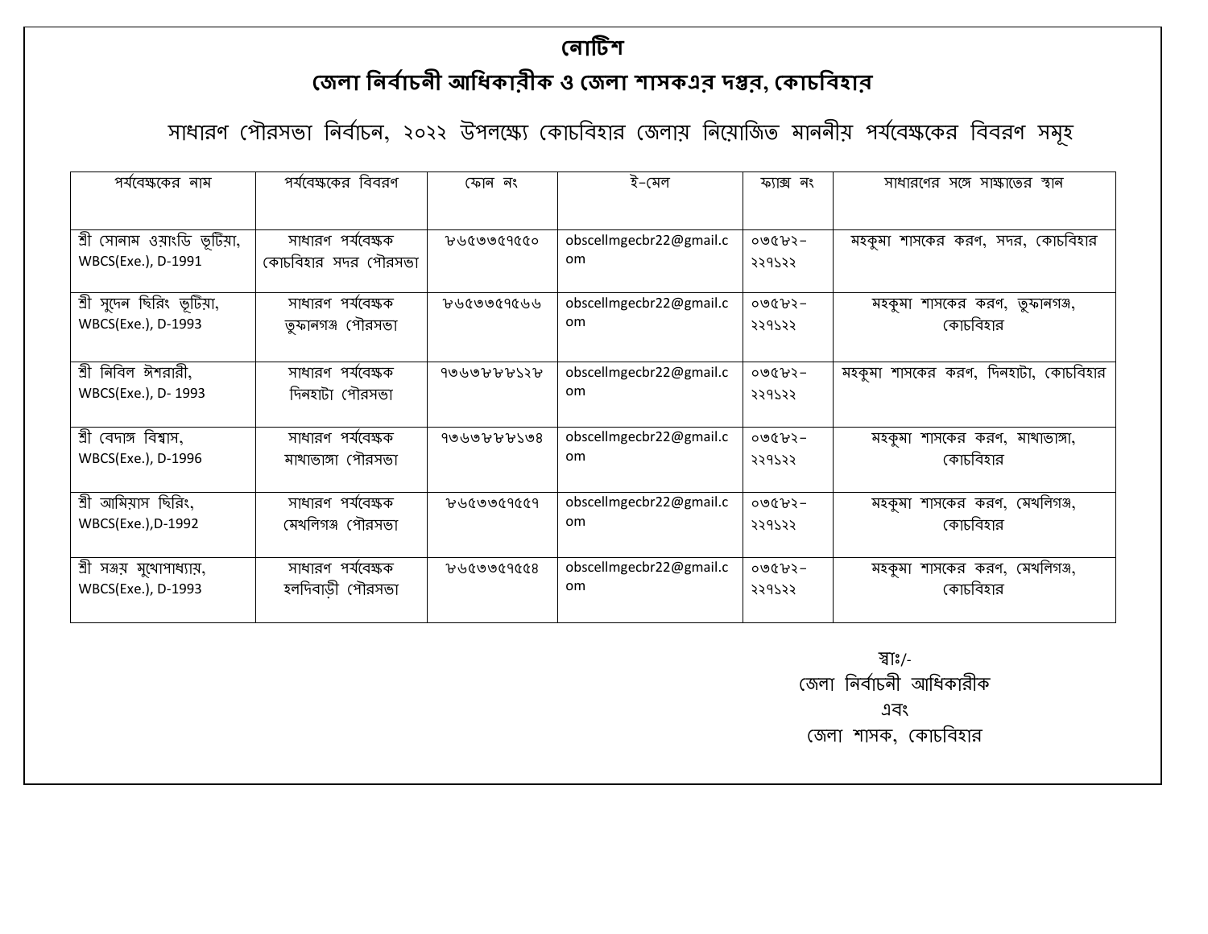# নোটিশ

## জেলা নির্বাচনী আধিকারীক ও জেলা শাসকএর দপ্তর, কোচবিহার

সাধারণ পৌরসভা নির্বাচন, ২০২২ উপলক্ষ্যে কোচবিহার জেলায় নিয়োজিত মাননীয় পর্যবেক্ষকের বিবরণ সমূহ

| পর্যবেক্ষকের নাম | পর্যবেক্ষকের বিবরণ | ফোন নং | ই-মেল | ফ্যাক্স নং | সাধারণের সঙ্গে সাক্ষাতের স্থান |
|---|---|---|---|---|---|
| শ্রী সোনাম ওয়াংডি ভূটিয়া, WBCS(Exe.), D-1991 | সাধারণ পর্যবেক্ষক কোচবিহার সদর পৌরসভা | ৮৬৫৩৩৫৭৫৫০ | obscellmgecbr22@gmail.com | ০৩৫৮২-২২৭১২২ | মহকুমা শাসকের করণ, সদর, কোচবিহার |
| শ্রী সুদেন ছিরিং ভূটিয়া, WBCS(Exe.), D-1993 | সাধারণ পর্যবেক্ষক তুফানগঞ্জ পৌরসভা | ৮৬৫৩৩৫৭৫৬৬ | obscellmgecbr22@gmail.com | ০৩৫৮২-২২৭১২২ | মহকুমা শাসকের করণ, তুফানগঞ্জ, কোচবিহার |
| শ্রী নিবিল ঈশরারী, WBCS(Exe.), D- 1993 | সাধারণ পর্যবেক্ষক দিনহাটা পৌরসভা | ৭৩৬৩৮৮৮১২৮ | obscellmgecbr22@gmail.com | ০৩৫৮২-২২৭১২২ | মহকুমা শাসকের করণ, দিনহাটা, কোচবিহার |
| শ্রী বেদাঙ্গ বিশ্বাস, WBCS(Exe.), D-1996 | সাধারণ পর্যবেক্ষক মাথাভাঙ্গা পৌরসভা | ৭৩৬৩৮৮৮১৩৪ | obscellmgecbr22@gmail.com | ০৩৫৮২-২২৭১২২ | মহকুমা শাসকের করণ, মাথাভাঙ্গা, কোচবিহার |
| শ্রী আমিয়াস ছিরিং, WBCS(Exe.),D-1992 | সাধারণ পর্যবেক্ষক মেখলিগঞ্জ পৌরসভা | ৮৬৫৩৩৫৭৫৫৭ | obscellmgecbr22@gmail.com | ০৩৫৮২-২২৭১২২ | মহকুমা শাসকের করণ, মেখলিগঞ্জ, কোচবিহার |
| শ্রী সঞ্জয় মুখোপাধ্যায়, WBCS(Exe.), D-1993 | সাধারণ পর্যবেক্ষক হলদিবাড়ী পৌরসভা | ৮৬৫৩৩৫৭৫৫৪ | obscellmgecbr22@gmail.com | ০৩৫৮২-২২৭১২২ | মহকুমা শাসকের করণ, মেখলিগঞ্জ, কোচবিহার |

স্বাঃ/-
জেলা নির্বাচনী আধিকারীক
এবং
জেলা শাসক, কোচবিহার